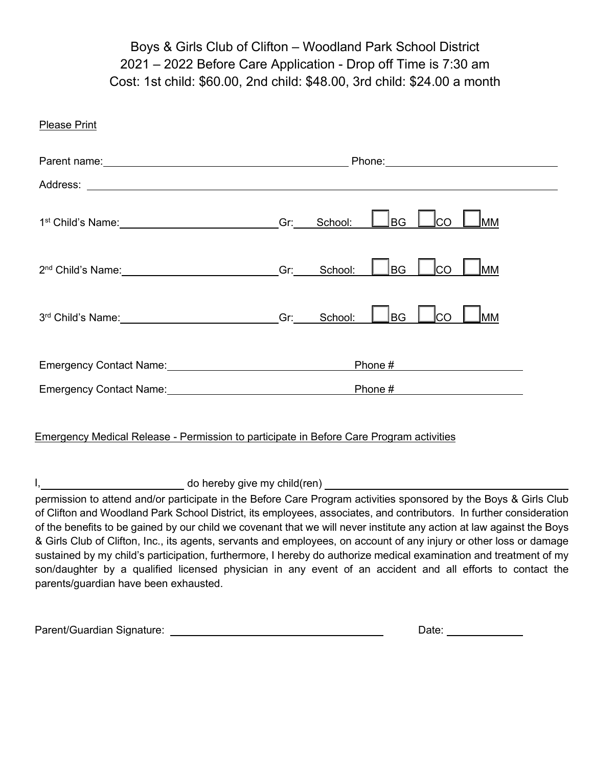# Boys & Girls Club of Clifton – Woodland Park School District

## 2021 – 2022 Before Care Application - Drop off Time is 7:30 am

## Cost: 1st child: $60.00, 2nd child: $48.00, 3rd child: $24.00 a month

Please Print

Parent name: ____________________________________________ Phone: ______________________________

Address: ____________________________________________________________________________________

1st Child's Name: ___________________________ Gr: ____ School: ☐ BG ☐ CO ☐ MM

2nd Child's Name: ___________________________ Gr: ____ School: ☐ BG ☐ CO ☐ MM

3rd Child's Name: ___________________________ Gr: ____ School: ☐ BG ☐ CO ☐ MM

Emergency Contact Name: ________________________________ Phone # ______________________

Emergency Contact Name: ________________________________ Phone # ______________________

Emergency Medical Release - Permission to participate in Before Care Program activities

I, _________________________ do hereby give my child(ren) ___________________________________________ permission to attend and/or participate in the Before Care Program activities sponsored by the Boys & Girls Club of Clifton and Woodland Park School District, its employees, associates, and contributors. In further consideration of the benefits to be gained by our child we covenant that we will never institute any action at law against the Boys & Girls Club of Clifton, Inc., its agents, servants and employees, on account of any injury or other loss or damage sustained by my child's participation, furthermore, I hereby do authorize medical examination and treatment of my son/daughter by a qualified licensed physician in any event of an accident and all efforts to contact the parents/guardian have been exhausted.

Parent/Guardian Signature: _____________________________________ Date: _____________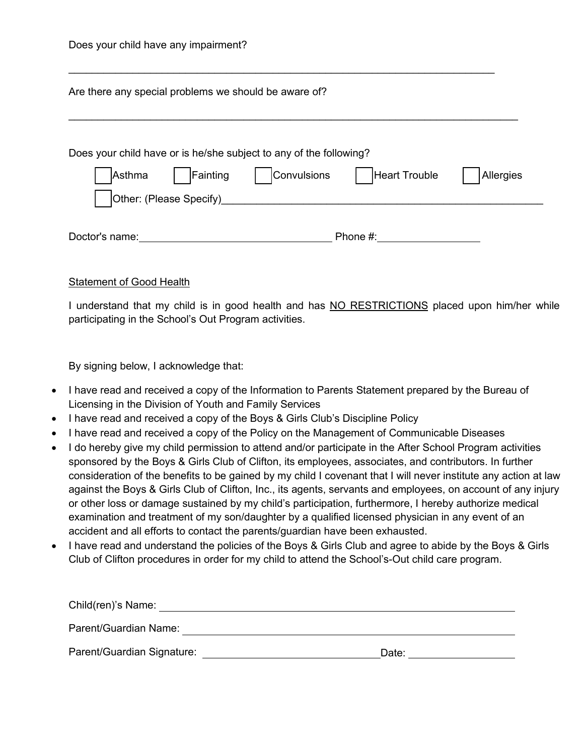Does your child have any impairment?

_______________________________________________________________________________

Are there any special problems we should be aware of?

_______________________________________________________________________________

Does your child have or is he/she subject to any of the following?

☐ Asthma ☐ Fainting ☐ Convulsions ☐ Heart Trouble ☐ Allergies

☐ Other: (Please Specify)_______________________________________________________

Doctor's name:_________________________________ Phone #:________________

Statement of Good Health

I understand that my child is in good health and has NO RESTRICTIONS placed upon him/her while participating in the School's Out Program activities.

By signing below, I acknowledge that:

- I have read and received a copy of the Information to Parents Statement prepared by the Bureau of Licensing in the Division of Youth and Family Services
- I have read and received a copy of the Boys & Girls Club's Discipline Policy
- I have read and received a copy of the Policy on the Management of Communicable Diseases
- I do hereby give my child permission to attend and/or participate in the After School Program activities sponsored by the Boys & Girls Club of Clifton, its employees, associates, and contributors. In further consideration of the benefits to be gained by my child I covenant that I will never institute any action at law against the Boys & Girls Club of Clifton, Inc., its agents, servants and employees, on account of any injury or other loss or damage sustained by my child's participation, furthermore, I hereby authorize medical examination and treatment of my son/daughter by a qualified licensed physician in any event of an accident and all efforts to contact the parents/guardian have been exhausted.
- I have read and understand the policies of the Boys & Girls Club and agree to abide by the Boys & Girls Club of Clifton procedures in order for my child to attend the School's-Out child care program.

Child(ren)'s Name: _______________________________________________________

Parent/Guardian Name: ____________________________________________________

Parent/Guardian Signature: ______________________________ Date: ________________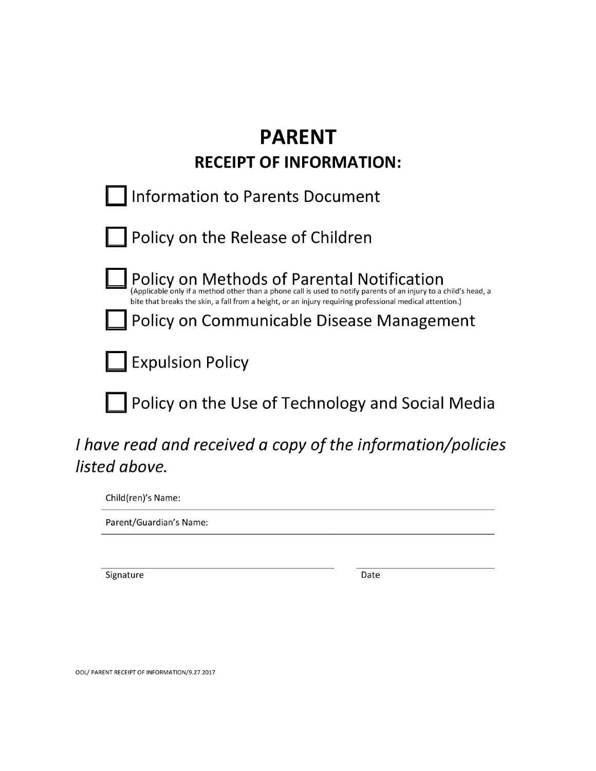# PARENT

## RECEIPT OF INFORMATION:

- [ ] Information to Parents Document
- [ ] Policy on the Release of Children
- [ ] Policy on Methods of Parental Notification
  (Applicable only if a method other than a phone call is used to notify parents of an injury to a child's head, a bite that breaks the skin, a fall from a height, or an injury requiring professional medical attention.)
- [ ] Policy on Communicable Disease Management
- [ ] Expulsion Policy
- [ ] Policy on the Use of Technology and Social Media

*I have read and received a copy of the information/policies listed above.*

Child(ren)'s Name: ______________________________

Parent/Guardian's Name: ______________________________

______________________________ ______________________________

Signature Date

OOL/ PARENT RECEIPT OF INFORMATION/9.27.2017